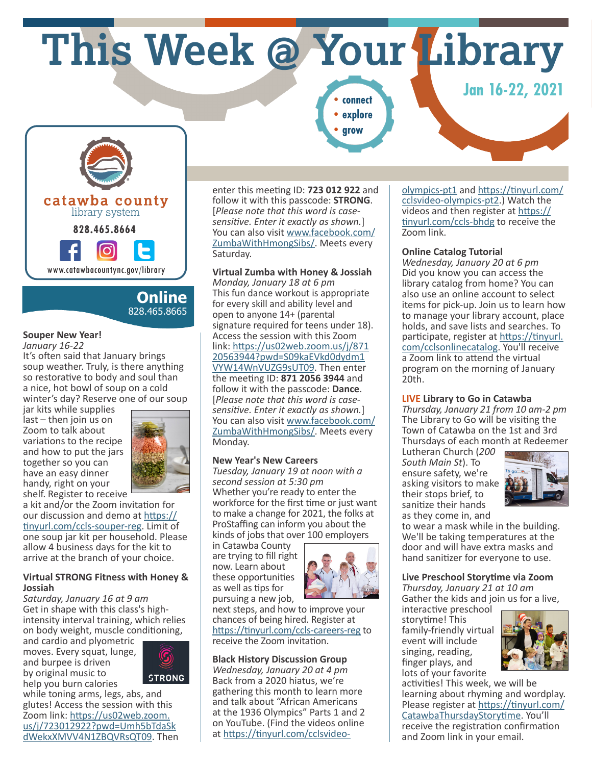# This Week @ Your Library

- connect
- explore
- grow

**Jan 16-22, 2021**

catawba county
library system

**828.465.8664**

www.catawbacountync.gov/library

## Online
828.465.8665

### Souper New Year!

*January 16-22*

It's often said that January brings soup weather. Truly, is there anything so restorative to body and soul than a nice, hot bowl of soup on a cold winter's day? Reserve one of our soup jar kits while supplies last – then join us on Zoom to talk about variations to the recipe and how to put the jars together so you can have an easy dinner handy, right on your shelf. Register to receive a kit and/or the Zoom invitation for our discussion and demo at https://tinyurl.com/ccls-souper-reg. Limit of one soup jar kit per household. Please allow 4 business days for the kit to arrive at the branch of your choice.

### Virtual STRONG Fitness with Honey & Josiah

*Saturday, January 16 at 9 am*

Get in shape with this class's high-intensity interval training, which relies on body weight, muscle conditioning, and cardio and plyometric moves. Every squat, lunge, and burpee is driven by original music to help you burn calories while toning arms, legs, abs, and glutes! Access the session with this Zoom link: https://us02web.zoom.us/j/723012922?pwd=Umh5bTdaSkdWekxXMVV4N1ZBQVRsQT09. Then enter this meeting ID: **723 012 922** and follow it with this passcode: **STRONG**. [*Please note that this word is case-sensitive. Enter it exactly as shown.*] You can also visit www.facebook.com/ZumbaWithHmongSibs/. Meets every Saturday.

### Virtual Zumba with Honey & Jossiah

*Monday, January 18 at 6 pm*

This fun dance workout is appropriate for every skill and ability level and open to anyone 14+ (parental signature required for teens under 18). Access the session with this Zoom link: https://us02web.zoom.us/j/87120563944?pwd=S09kaEVkd0dydm1VYW14WnVUZG9sUT09. Then enter the meeting ID: **871 2056 3944** and follow it with the passcode: **Dance**. [*Please note that this word is case-sensitive. Enter it exactly as shown.*] You can also visit www.facebook.com/ZumbaWithHmongSibs/. Meets every Monday.

### New Year's New Careers

*Tuesday, January 19 at noon with a second session at 5:30 pm*

Whether you're ready to enter the workforce for the first time or just want to make a change for 2021, the folks at ProStaffing can inform you about the kinds of jobs that over 100 employers in Catawba County are trying to fill right now. Learn about these opportunities as well as tips for pursuing a new job, next steps, and how to improve your chances of being hired. Register at https://tinyurl.com/ccls-careers-reg to receive the Zoom invitation.

### Black History Discussion Group

*Wednesday, January 20 at 4 pm*

Back from a 2020 hiatus, we're gathering this month to learn more and talk about "African Americans at the 1936 Olympics" Parts 1 and 2 on YouTube. (Find the videos online at https://tinyurl.com/cclsvideo-olympics-pt1 and https://tinyurl.com/cclsvideo-olympics-pt2.) Watch the videos and then register at https://tinyurl.com/ccls-bhdg to receive the Zoom link.

### Online Catalog Tutorial

*Wednesday, January 20 at 6 pm*

Did you know you can access the library catalog from home? You can also use an online account to select items for pick-up. Join us to learn how to manage your library account, place holds, and save lists and searches. To participate, register at https://tinyurl.com/cclsonlinecatalog. You'll receive a Zoom link to attend the virtual program on the morning of January 20th.

### LIVE Library to Go in Catawba

*Thursday, January 21 from 10 am-2 pm*

The Library to Go will be visiting the Town of Catawba on the 1st and 3rd Thursdays of each month at Redeemer Lutheran Church (*200 South Main St*). To ensure safety, we're asking visitors to make their stops brief, to sanitize their hands as they come in, and to wear a mask while in the building. We'll be taking temperatures at the door and will have extra masks and hand sanitizer for everyone to use.

### Live Preschool Storytime via Zoom

*Thursday, January 21 at 10 am*

Gather the kids and join us for a live, interactive preschool storytime! This family-friendly virtual event will include singing, reading, finger plays, and lots of your favorite activities! This week, we will be learning about rhyming and wordplay. Please register at https://tinyurl.com/CatawbaThursdayStorytime. You'll receive the registration confirmation and Zoom link in your email.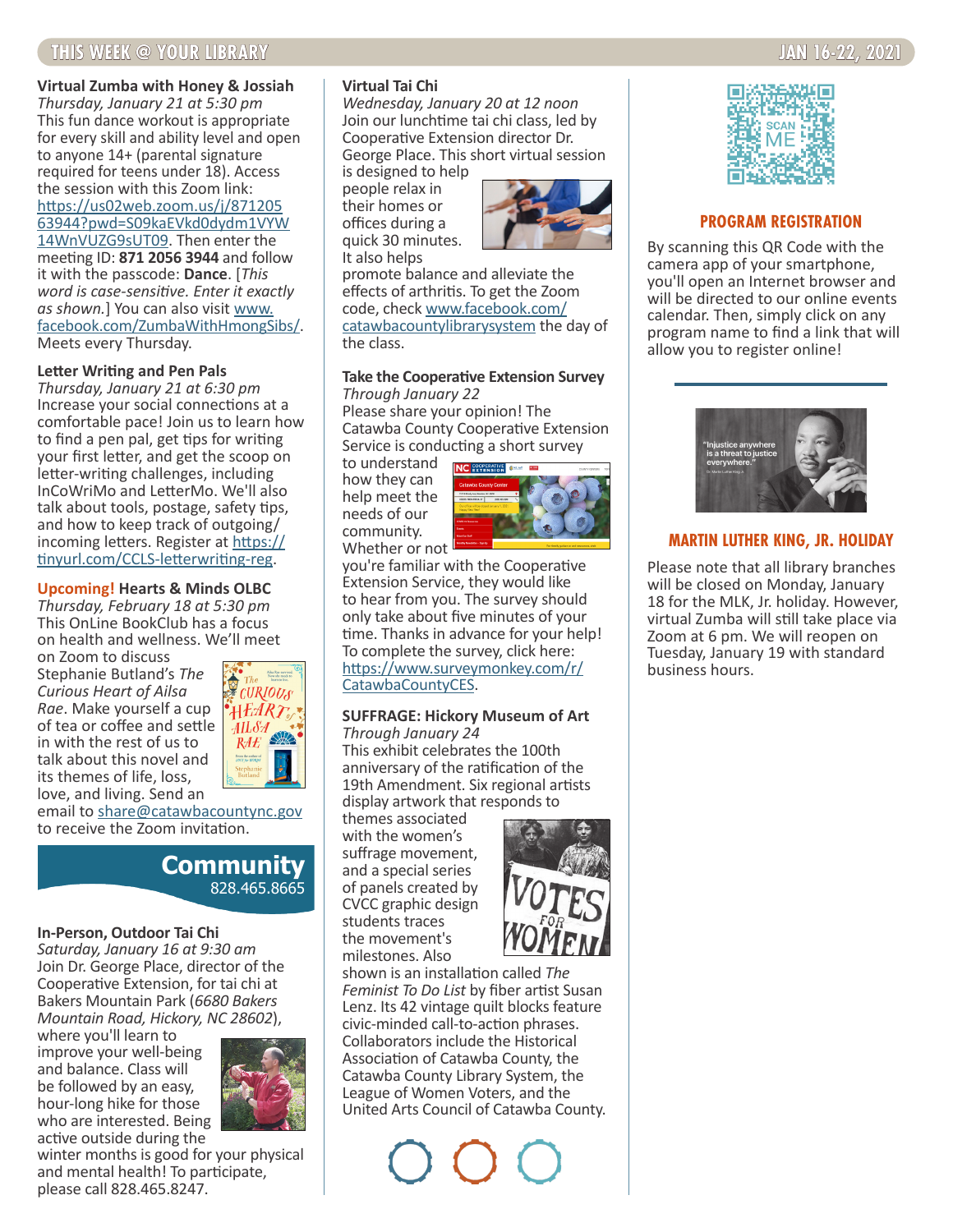## THIS WEEK @ YOUR LIBRARY

**JAN 16-22, 2021**

**Virtual Zumba with Honey & Jossiah**
*Thursday, January 21 at 5:30 pm*
This fun dance workout is appropriate for every skill and ability level and open to anyone 14+ (parental signature required for teens under 18). Access the session with this Zoom link: https://us02web.zoom.us/j/87120563944?pwd=S09kaEVkd0dydm1VYW14WnVUZG9sUT09. Then enter the meeting ID: **871 2056 3944** and follow it with the passcode: **Dance**. [*This word is case-sensitive. Enter it exactly as shown.*] You can also visit www.facebook.com/ZumbaWithHmongSibs/. Meets every Thursday.

**Letter Writing and Pen Pals**
*Thursday, January 21 at 6:30 pm*
Increase your social connections at a comfortable pace! Join us to learn how to find a pen pal, get tips for writing your first letter, and get the scoop on letter-writing challenges, including InCoWriMo and LetterMo. We'll also talk about tools, postage, safety tips, and how to keep track of outgoing/incoming letters. Register at https://tinyurl.com/CCLS-letterwriting-reg.

**Upcoming! Hearts & Minds OLBC**
*Thursday, February 18 at 5:30 pm*
This OnLine BookClub has a focus on health and wellness. We'll meet on Zoom to discuss Stephanie Butland's *The Curious Heart of Ailsa Rae*. Make yourself a cup of tea or coffee and settle in with the rest of us to talk about this novel and its themes of life, loss, love, and living. Send an email to share@catawbacountync.gov to receive the Zoom invitation.

## Community
828.465.8665

**In-Person, Outdoor Tai Chi**
*Saturday, January 16 at 9:30 am*
Join Dr. George Place, director of the Cooperative Extension, for tai chi at Bakers Mountain Park (*6680 Bakers Mountain Road, Hickory, NC 28602*), where you'll learn to improve your well-being and balance. Class will be followed by an easy, hour-long hike for those who are interested. Being active outside during the winter months is good for your physical and mental health! To participate, please call 828.465.8247.

**Virtual Tai Chi**
*Wednesday, January 20 at 12 noon*
Join our lunchtime tai chi class, led by Cooperative Extension director Dr. George Place. This short virtual session is designed to help people relax in their homes or offices during a quick 30 minutes. It also helps promote balance and alleviate the effects of arthritis. To get the Zoom code, check www.facebook.com/catawbacountylibrarysystem the day of the class.

**Take the Cooperative Extension Survey**
*Through January 22*
Please share your opinion! The Catawba County Cooperative Extension Service is conducting a short survey to understand how they can help meet the needs of our community. Whether or not you're familiar with the Cooperative Extension Service, they would like to hear from you. The survey should only take about five minutes of your time. Thanks in advance for your help! To complete the survey, click here: https://www.surveymonkey.com/r/CatawbaCountyCES.

**SUFFRAGE: Hickory Museum of Art**
*Through January 24*
This exhibit celebrates the 100th anniversary of the ratification of the 19th Amendment. Six regional artists display artwork that responds to themes associated with the women's suffrage movement, and a special series of panels created by CVCC graphic design students traces the movement's milestones. Also shown is an installation called *The Feminist To Do List* by fiber artist Susan Lenz. Its 42 vintage quilt blocks feature civic-minded call-to-action phrases. Collaborators include the Historical Association of Catawba County, the Catawba County Library System, the League of Women Voters, and the United Arts Council of Catawba County.

### PROGRAM REGISTRATION

By scanning this QR Code with the camera app of your smartphone, you'll open an Internet browser and will be directed to our online events calendar. Then, simply click on any program name to find a link that will allow you to register online!

### MARTIN LUTHER KING, JR. HOLIDAY

Please note that all library branches will be closed on Monday, January 18 for the MLK, Jr. holiday. However, virtual Zumba will still take place via Zoom at 6 pm. We will reopen on Tuesday, January 19 with standard business hours.